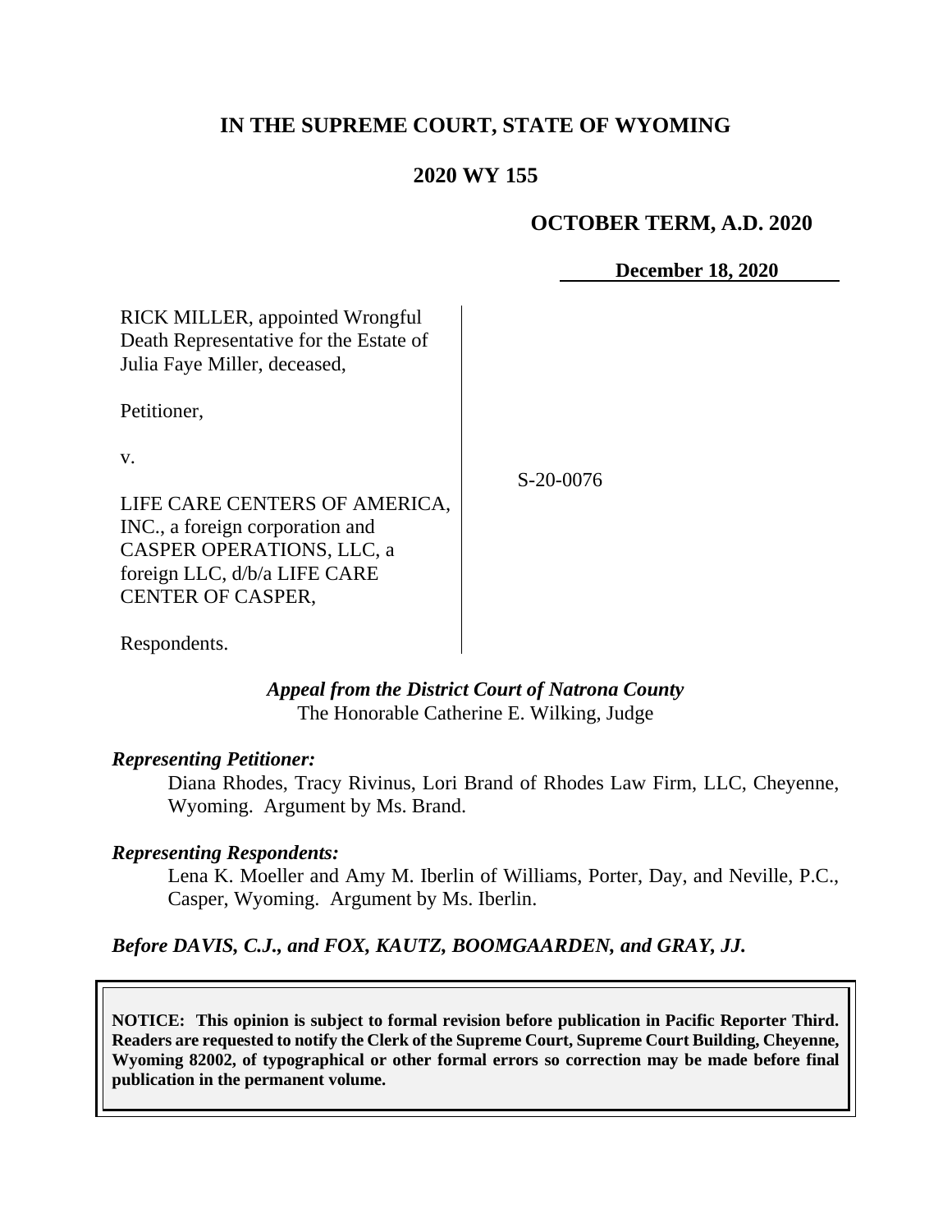# IN THE SUPREME COURT, STATE OF WYOMING

## 2020 WY 155

**OCTOBER TERM, A.D. 2020**

**December 18, 2020**

RICK MILLER, appointed Wrongful Death Representative for the Estate of Julia Faye Miller, deceased,

Petitioner,

v.

LIFE CARE CENTERS OF AMERICA, INC., a foreign corporation and CASPER OPERATIONS, LLC, a foreign LLC, d/b/a LIFE CARE CENTER OF CASPER,

Respondents.

S-20-0076

***Appeal from the District Court of Natrona County***
The Honorable Catherine E. Wilking, Judge

***Representing Petitioner:***

Diana Rhodes, Tracy Rivinus, Lori Brand of Rhodes Law Firm, LLC, Cheyenne, Wyoming. Argument by Ms. Brand.

***Representing Respondents:***

Lena K. Moeller and Amy M. Iberlin of Williams, Porter, Day, and Neville, P.C., Casper, Wyoming. Argument by Ms. Iberlin.

***Before DAVIS, C.J., and FOX, KAUTZ, BOOMGAARDEN, and GRAY, JJ.***

**NOTICE: This opinion is subject to formal revision before publication in Pacific Reporter Third. Readers are requested to notify the Clerk of the Supreme Court, Supreme Court Building, Cheyenne, Wyoming 82002, of typographical or other formal errors so correction may be made before final publication in the permanent volume.**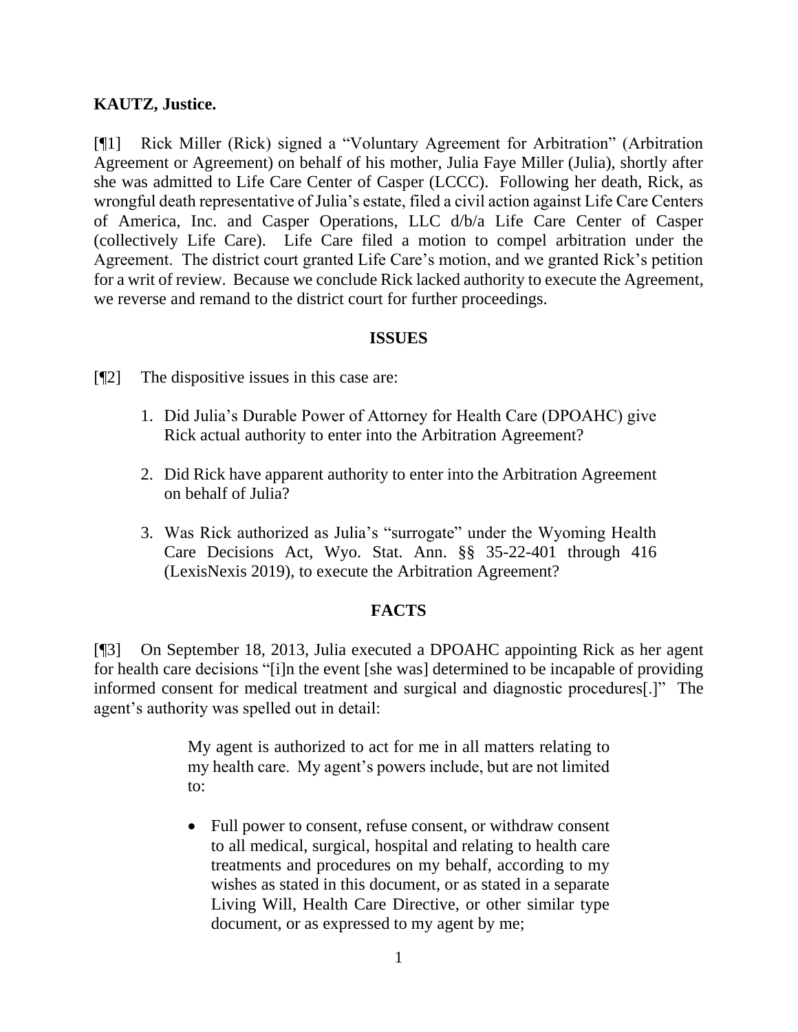**KAUTZ, Justice.**

[¶1] Rick Miller (Rick) signed a "Voluntary Agreement for Arbitration" (Arbitration Agreement or Agreement) on behalf of his mother, Julia Faye Miller (Julia), shortly after she was admitted to Life Care Center of Casper (LCCC). Following her death, Rick, as wrongful death representative of Julia's estate, filed a civil action against Life Care Centers of America, Inc. and Casper Operations, LLC d/b/a Life Care Center of Casper (collectively Life Care). Life Care filed a motion to compel arbitration under the Agreement. The district court granted Life Care's motion, and we granted Rick's petition for a writ of review. Because we conclude Rick lacked authority to execute the Agreement, we reverse and remand to the district court for further proceedings.

## ISSUES

[¶2] The dispositive issues in this case are:

1. Did Julia's Durable Power of Attorney for Health Care (DPOAHC) give Rick actual authority to enter into the Arbitration Agreement?

2. Did Rick have apparent authority to enter into the Arbitration Agreement on behalf of Julia?

3. Was Rick authorized as Julia's "surrogate" under the Wyoming Health Care Decisions Act, Wyo. Stat. Ann. §§ 35-22-401 through 416 (LexisNexis 2019), to execute the Arbitration Agreement?

## FACTS

[¶3] On September 18, 2013, Julia executed a DPOAHC appointing Rick as her agent for health care decisions "[i]n the event [she was] determined to be incapable of providing informed consent for medical treatment and surgical and diagnostic procedures[.]" The agent's authority was spelled out in detail:

> My agent is authorized to act for me in all matters relating to my health care. My agent's powers include, but are not limited to:
>
> - Full power to consent, refuse consent, or withdraw consent to all medical, surgical, hospital and relating to health care treatments and procedures on my behalf, according to my wishes as stated in this document, or as stated in a separate Living Will, Health Care Directive, or other similar type document, or as expressed to my agent by me;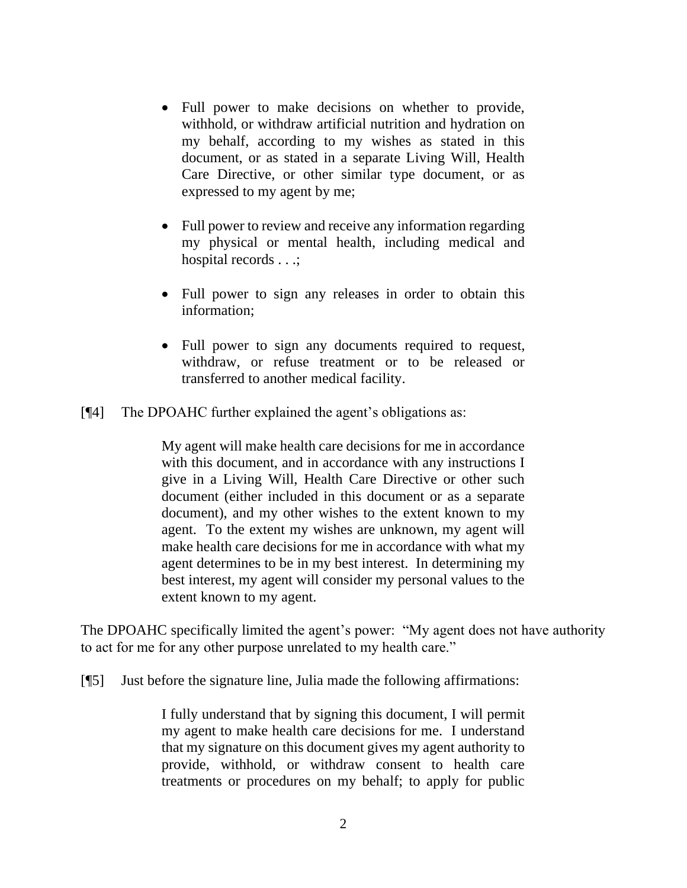- Full power to make decisions on whether to provide, withhold, or withdraw artificial nutrition and hydration on my behalf, according to my wishes as stated in this document, or as stated in a separate Living Will, Health Care Directive, or other similar type document, or as expressed to my agent by me;

- Full power to review and receive any information regarding my physical or mental health, including medical and hospital records . . .;

- Full power to sign any releases in order to obtain this information;

- Full power to sign any documents required to request, withdraw, or refuse treatment or to be released or transferred to another medical facility.

[¶4] The DPOAHC further explained the agent's obligations as:

> My agent will make health care decisions for me in accordance with this document, and in accordance with any instructions I give in a Living Will, Health Care Directive or other such document (either included in this document or as a separate document), and my other wishes to the extent known to my agent. To the extent my wishes are unknown, my agent will make health care decisions for me in accordance with what my agent determines to be in my best interest. In determining my best interest, my agent will consider my personal values to the extent known to my agent.

The DPOAHC specifically limited the agent's power: "My agent does not have authority to act for me for any other purpose unrelated to my health care."

[¶5] Just before the signature line, Julia made the following affirmations:

> I fully understand that by signing this document, I will permit my agent to make health care decisions for me. I understand that my signature on this document gives my agent authority to provide, withhold, or withdraw consent to health care treatments or procedures on my behalf; to apply for public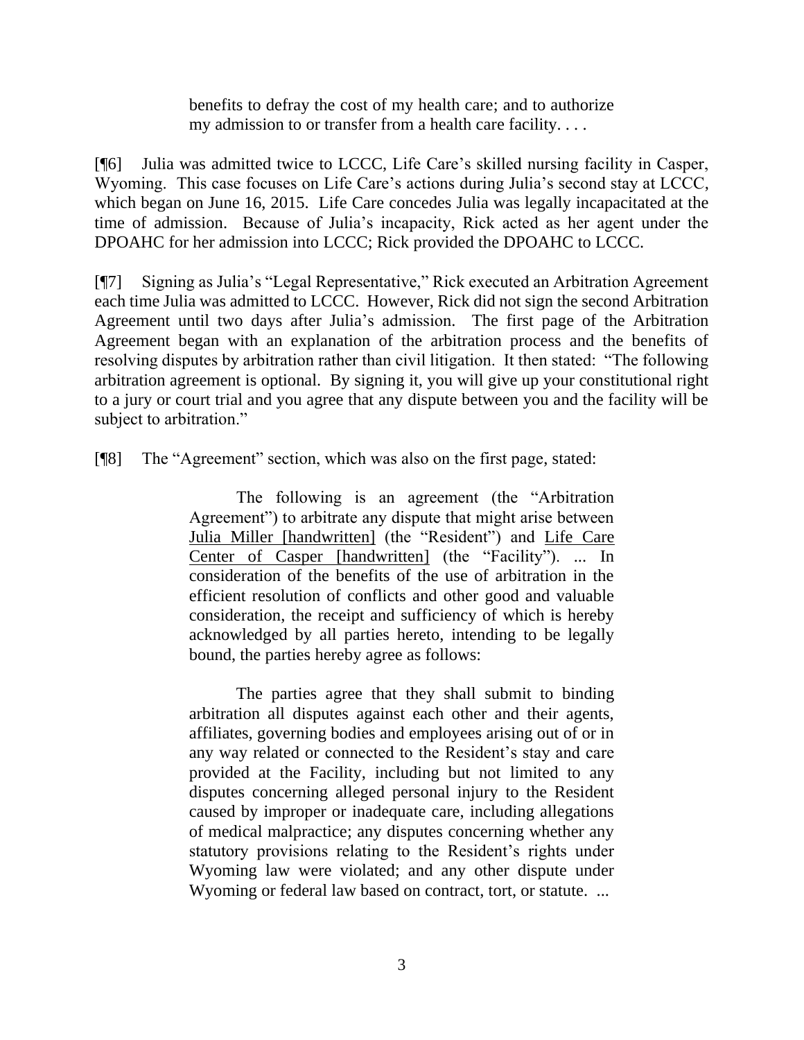> benefits to defray the cost of my health care; and to authorize my admission to or transfer from a health care facility. . . .

[¶6] Julia was admitted twice to LCCC, Life Care's skilled nursing facility in Casper, Wyoming. This case focuses on Life Care's actions during Julia's second stay at LCCC, which began on June 16, 2015. Life Care concedes Julia was legally incapacitated at the time of admission. Because of Julia's incapacity, Rick acted as her agent under the DPOAHC for her admission into LCCC; Rick provided the DPOAHC to LCCC.

[¶7] Signing as Julia's "Legal Representative," Rick executed an Arbitration Agreement each time Julia was admitted to LCCC. However, Rick did not sign the second Arbitration Agreement until two days after Julia's admission. The first page of the Arbitration Agreement began with an explanation of the arbitration process and the benefits of resolving disputes by arbitration rather than civil litigation. It then stated: "The following arbitration agreement is optional. By signing it, you will give up your constitutional right to a jury or court trial and you agree that any dispute between you and the facility will be subject to arbitration."

[¶8] The "Agreement" section, which was also on the first page, stated:

> The following is an agreement (the "Arbitration Agreement") to arbitrate any dispute that might arise between <u>Julia Miller [handwritten]</u> (the "Resident") and <u>Life Care Center of Casper [handwritten]</u> (the "Facility"). ... In consideration of the benefits of the use of arbitration in the efficient resolution of conflicts and other good and valuable consideration, the receipt and sufficiency of which is hereby acknowledged by all parties hereto, intending to be legally bound, the parties hereby agree as follows:
>
> The parties agree that they shall submit to binding arbitration all disputes against each other and their agents, affiliates, governing bodies and employees arising out of or in any way related or connected to the Resident's stay and care provided at the Facility, including but not limited to any disputes concerning alleged personal injury to the Resident caused by improper or inadequate care, including allegations of medical malpractice; any disputes concerning whether any statutory provisions relating to the Resident's rights under Wyoming law were violated; and any other dispute under Wyoming or federal law based on contract, tort, or statute. ...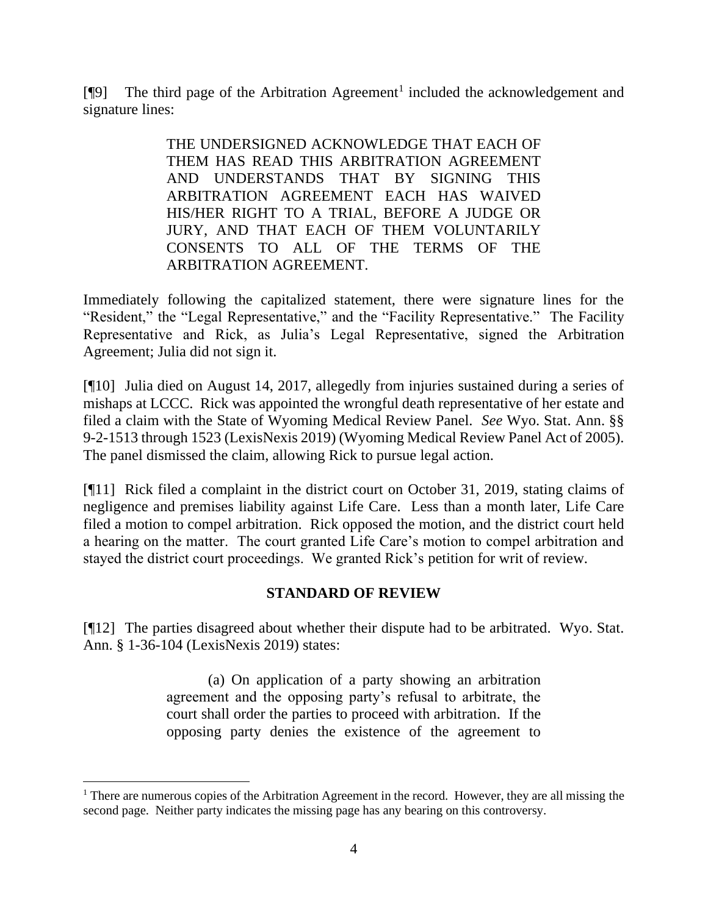[¶9] The third page of the Arbitration Agreement[1] included the acknowledgement and signature lines:

> THE UNDERSIGNED ACKNOWLEDGE THAT EACH OF THEM HAS READ THIS ARBITRATION AGREEMENT AND UNDERSTANDS THAT BY SIGNING THIS ARBITRATION AGREEMENT EACH HAS WAIVED HIS/HER RIGHT TO A TRIAL, BEFORE A JUDGE OR JURY, AND THAT EACH OF THEM VOLUNTARILY CONSENTS TO ALL OF THE TERMS OF THE ARBITRATION AGREEMENT.

Immediately following the capitalized statement, there were signature lines for the "Resident," the "Legal Representative," and the "Facility Representative." The Facility Representative and Rick, as Julia's Legal Representative, signed the Arbitration Agreement; Julia did not sign it.

[¶10] Julia died on August 14, 2017, allegedly from injuries sustained during a series of mishaps at LCCC. Rick was appointed the wrongful death representative of her estate and filed a claim with the State of Wyoming Medical Review Panel. *See* Wyo. Stat. Ann. §§ 9-2-1513 through 1523 (LexisNexis 2019) (Wyoming Medical Review Panel Act of 2005). The panel dismissed the claim, allowing Rick to pursue legal action.

[¶11] Rick filed a complaint in the district court on October 31, 2019, stating claims of negligence and premises liability against Life Care. Less than a month later, Life Care filed a motion to compel arbitration. Rick opposed the motion, and the district court held a hearing on the matter. The court granted Life Care's motion to compel arbitration and stayed the district court proceedings. We granted Rick's petition for writ of review.

## STANDARD OF REVIEW

[¶12] The parties disagreed about whether their dispute had to be arbitrated. Wyo. Stat. Ann. § 1-36-104 (LexisNexis 2019) states:

> (a) On application of a party showing an arbitration agreement and the opposing party's refusal to arbitrate, the court shall order the parties to proceed with arbitration. If the opposing party denies the existence of the agreement to

[1] There are numerous copies of the Arbitration Agreement in the record. However, they are all missing the second page. Neither party indicates the missing page has any bearing on this controversy.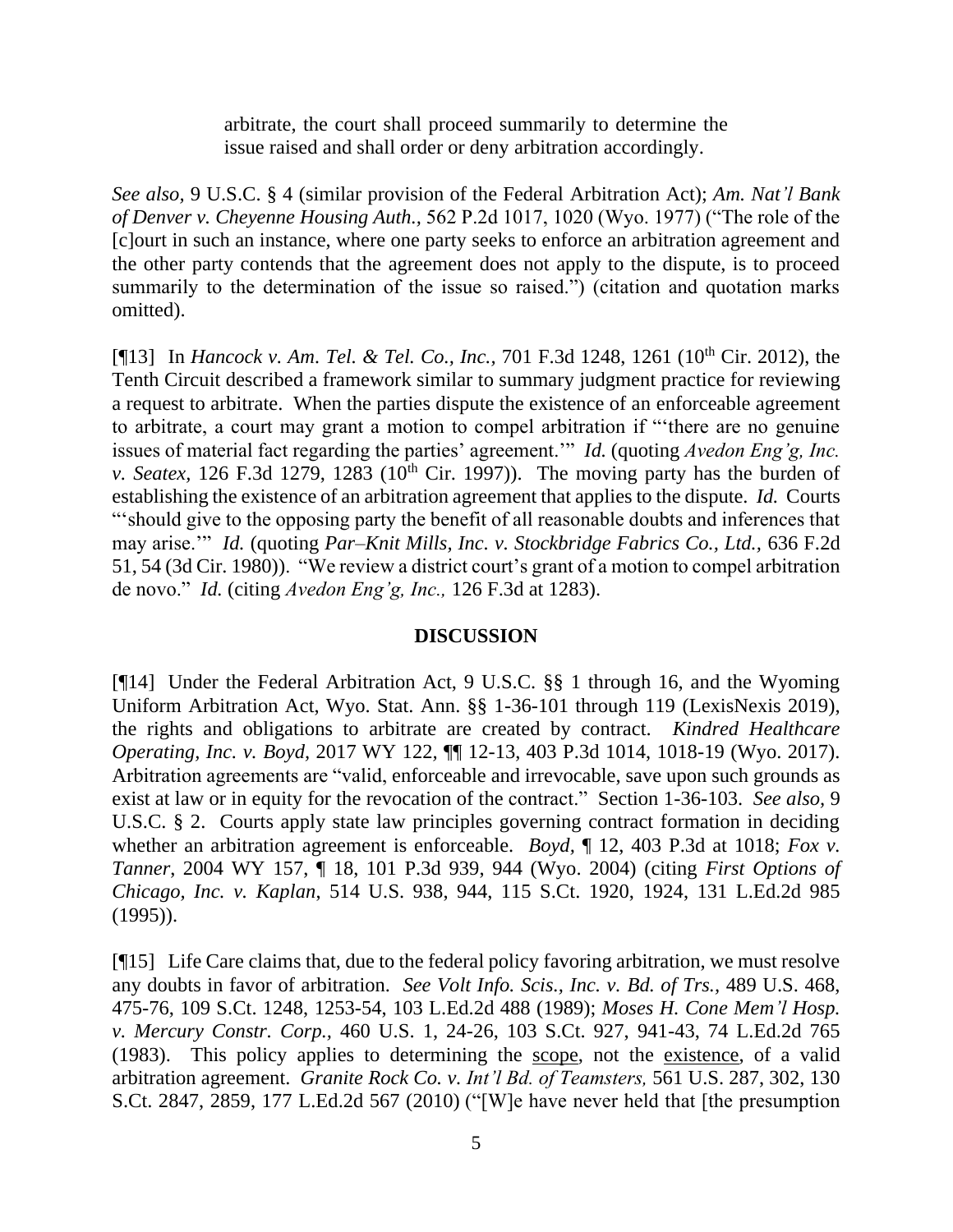> arbitrate, the court shall proceed summarily to determine the issue raised and shall order or deny arbitration accordingly.

*See also*, 9 U.S.C. § 4 (similar provision of the Federal Arbitration Act); *Am. Nat'l Bank of Denver v. Cheyenne Housing Auth.*, 562 P.2d 1017, 1020 (Wyo. 1977) ("The role of the [c]ourt in such an instance, where one party seeks to enforce an arbitration agreement and the other party contends that the agreement does not apply to the dispute, is to proceed summarily to the determination of the issue so raised.") (citation and quotation marks omitted).

[¶13] In *Hancock v. Am. Tel. & Tel. Co., Inc.*, 701 F.3d 1248, 1261 (10th Cir. 2012), the Tenth Circuit described a framework similar to summary judgment practice for reviewing a request to arbitrate. When the parties dispute the existence of an enforceable agreement to arbitrate, a court may grant a motion to compel arbitration if "'there are no genuine issues of material fact regarding the parties' agreement.'" *Id.* (quoting *Avedon Eng'g, Inc. v. Seatex*, 126 F.3d 1279, 1283 (10th Cir. 1997)). The moving party has the burden of establishing the existence of an arbitration agreement that applies to the dispute. *Id.* Courts "'should give to the opposing party the benefit of all reasonable doubts and inferences that may arise.'" *Id.* (quoting *Par–Knit Mills, Inc. v. Stockbridge Fabrics Co., Ltd.*, 636 F.2d 51, 54 (3d Cir. 1980)). "We review a district court's grant of a motion to compel arbitration de novo." *Id.* (citing *Avedon Eng'g, Inc.,* 126 F.3d at 1283).

## DISCUSSION

[¶14] Under the Federal Arbitration Act, 9 U.S.C. §§ 1 through 16, and the Wyoming Uniform Arbitration Act, Wyo. Stat. Ann. §§ 1-36-101 through 119 (LexisNexis 2019), the rights and obligations to arbitrate are created by contract. *Kindred Healthcare Operating, Inc. v. Boyd*, 2017 WY 122, ¶¶ 12-13, 403 P.3d 1014, 1018-19 (Wyo. 2017). Arbitration agreements are "valid, enforceable and irrevocable, save upon such grounds as exist at law or in equity for the revocation of the contract." Section 1-36-103. *See also,* 9 U.S.C. § 2. Courts apply state law principles governing contract formation in deciding whether an arbitration agreement is enforceable. *Boyd*, ¶ 12, 403 P.3d at 1018; *Fox v. Tanner*, 2004 WY 157, ¶ 18, 101 P.3d 939, 944 (Wyo. 2004) (citing *First Options of Chicago, Inc. v. Kaplan*, 514 U.S. 938, 944, 115 S.Ct. 1920, 1924, 131 L.Ed.2d 985 (1995)).

[¶15] Life Care claims that, due to the federal policy favoring arbitration, we must resolve any doubts in favor of arbitration. *See Volt Info. Scis., Inc. v. Bd. of Trs.*, 489 U.S. 468, 475-76, 109 S.Ct. 1248, 1253-54, 103 L.Ed.2d 488 (1989); *Moses H. Cone Mem'l Hosp. v. Mercury Constr. Corp.*, 460 U.S. 1, 24-26, 103 S.Ct. 927, 941-43, 74 L.Ed.2d 765 (1983). This policy applies to determining the scope, not the existence, of a valid arbitration agreement. *Granite Rock Co. v. Int'l Bd. of Teamsters,* 561 U.S. 287, 302, 130 S.Ct. 2847, 2859, 177 L.Ed.2d 567 (2010) ("[W]e have never held that [the presumption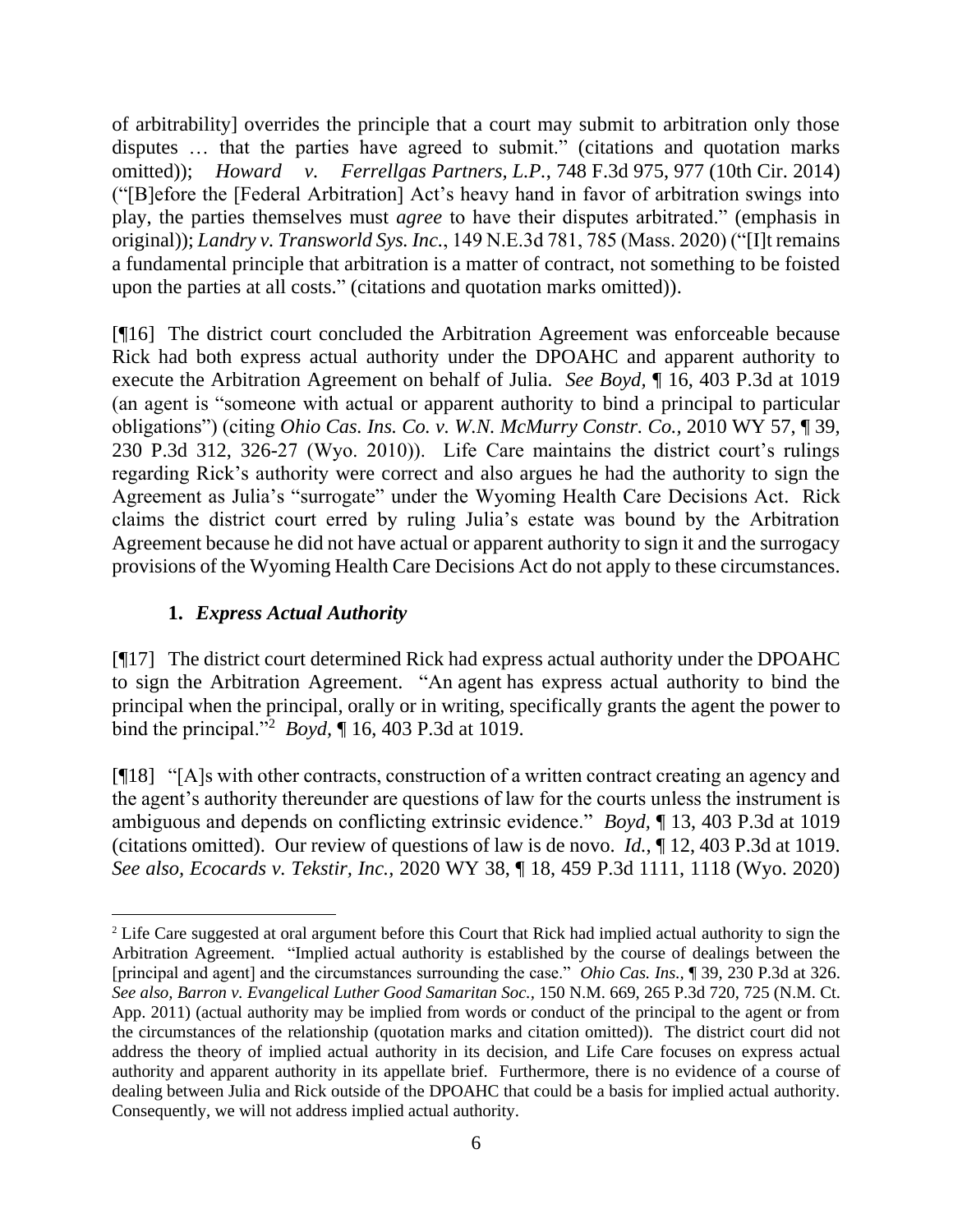of arbitrability] overrides the principle that a court may submit to arbitration only those disputes … that the parties have agreed to submit." (citations and quotation marks omitted)); *Howard v. Ferrellgas Partners, L.P.*, 748 F.3d 975, 977 (10th Cir. 2014) ("[B]efore the [Federal Arbitration] Act's heavy hand in favor of arbitration swings into play, the parties themselves must *agree* to have their disputes arbitrated." (emphasis in original)); *Landry v. Transworld Sys. Inc.*, 149 N.E.3d 781, 785 (Mass. 2020) ("[I]t remains a fundamental principle that arbitration is a matter of contract, not something to be foisted upon the parties at all costs." (citations and quotation marks omitted)).

[¶16] The district court concluded the Arbitration Agreement was enforceable because Rick had both express actual authority under the DPOAHC and apparent authority to execute the Arbitration Agreement on behalf of Julia. *See Boyd*, ¶ 16, 403 P.3d at 1019 (an agent is "someone with actual or apparent authority to bind a principal to particular obligations") (citing *Ohio Cas. Ins. Co. v. W.N. McMurry Constr. Co.*, 2010 WY 57, ¶ 39, 230 P.3d 312, 326-27 (Wyo. 2010)). Life Care maintains the district court's rulings regarding Rick's authority were correct and also argues he had the authority to sign the Agreement as Julia's "surrogate" under the Wyoming Health Care Decisions Act. Rick claims the district court erred by ruling Julia's estate was bound by the Arbitration Agreement because he did not have actual or apparent authority to sign it and the surrogacy provisions of the Wyoming Health Care Decisions Act do not apply to these circumstances.

### 1. *Express Actual Authority*

[¶17] The district court determined Rick had express actual authority under the DPOAHC to sign the Arbitration Agreement. "An agent has express actual authority to bind the principal when the principal, orally or in writing, specifically grants the agent the power to bind the principal."[2] *Boyd*, ¶ 16, 403 P.3d at 1019.

[¶18] "[A]s with other contracts, construction of a written contract creating an agency and the agent's authority thereunder are questions of law for the courts unless the instrument is ambiguous and depends on conflicting extrinsic evidence." *Boyd*, ¶ 13, 403 P.3d at 1019 (citations omitted). Our review of questions of law is de novo. *Id.*, ¶ 12, 403 P.3d at 1019. *See also*, *Ecocards v. Tekstir, Inc.*, 2020 WY 38, ¶ 18, 459 P.3d 1111, 1118 (Wyo. 2020)

[2] Life Care suggested at oral argument before this Court that Rick had implied actual authority to sign the Arbitration Agreement. "Implied actual authority is established by the course of dealings between the [principal and agent] and the circumstances surrounding the case." *Ohio Cas. Ins.*, ¶ 39, 230 P.3d at 326. *See also*, *Barron v. Evangelical Luther Good Samaritan Soc.*, 150 N.M. 669, 265 P.3d 720, 725 (N.M. Ct. App. 2011) (actual authority may be implied from words or conduct of the principal to the agent or from the circumstances of the relationship (quotation marks and citation omitted)). The district court did not address the theory of implied actual authority in its decision, and Life Care focuses on express actual authority and apparent authority in its appellate brief. Furthermore, there is no evidence of a course of dealing between Julia and Rick outside of the DPOAHC that could be a basis for implied actual authority. Consequently, we will not address implied actual authority.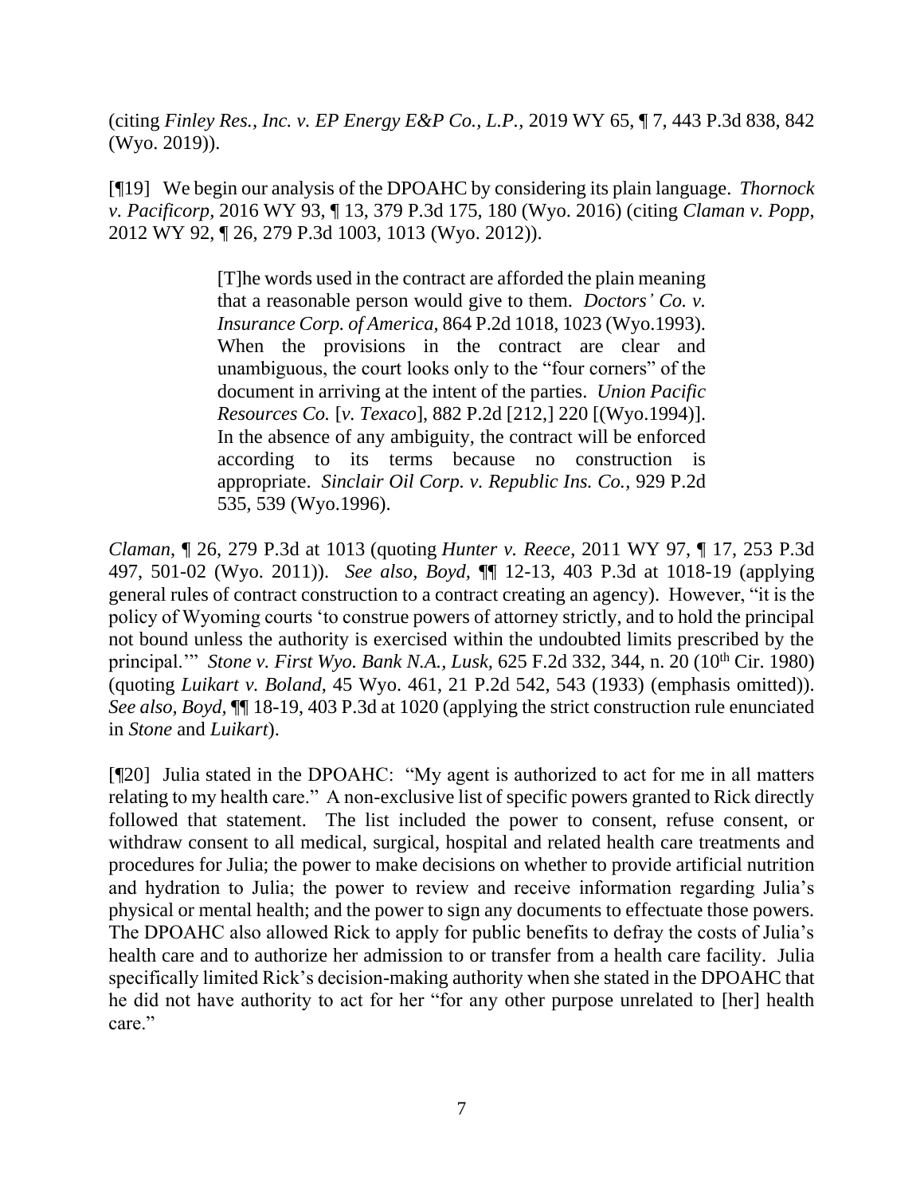(citing *Finley Res., Inc. v. EP Energy E&P Co., L.P.*, 2019 WY 65, ¶ 7, 443 P.3d 838, 842 (Wyo. 2019)).

[¶19] We begin our analysis of the DPOAHC by considering its plain language. *Thornock v. Pacificorp*, 2016 WY 93, ¶ 13, 379 P.3d 175, 180 (Wyo. 2016) (citing *Claman v. Popp*, 2012 WY 92, ¶ 26, 279 P.3d 1003, 1013 (Wyo. 2012)).

> [T]he words used in the contract are afforded the plain meaning that a reasonable person would give to them. *Doctors' Co. v. Insurance Corp. of America*, 864 P.2d 1018, 1023 (Wyo.1993). When the provisions in the contract are clear and unambiguous, the court looks only to the "four corners" of the document in arriving at the intent of the parties. *Union Pacific Resources Co.* [*v. Texaco*], 882 P.2d [212,] 220 [(Wyo.1994)]. In the absence of any ambiguity, the contract will be enforced according to its terms because no construction is appropriate. *Sinclair Oil Corp. v. Republic Ins. Co.*, 929 P.2d 535, 539 (Wyo.1996).

*Claman*, ¶ 26, 279 P.3d at 1013 (quoting *Hunter v. Reece*, 2011 WY 97, ¶ 17, 253 P.3d 497, 501-02 (Wyo. 2011)). *See also*, *Boyd*, ¶¶ 12-13, 403 P.3d at 1018-19 (applying general rules of contract construction to a contract creating an agency). However, "it is the policy of Wyoming courts 'to construe powers of attorney strictly, and to hold the principal not bound unless the authority is exercised within the undoubted limits prescribed by the principal.'" *Stone v. First Wyo. Bank N.A., Lusk*, 625 F.2d 332, 344, n. 20 (10th Cir. 1980) (quoting *Luikart v. Boland*, 45 Wyo. 461, 21 P.2d 542, 543 (1933) (emphasis omitted)). *See also*, *Boyd*, ¶¶ 18-19, 403 P.3d at 1020 (applying the strict construction rule enunciated in *Stone* and *Luikart*).

[¶20] Julia stated in the DPOAHC: "My agent is authorized to act for me in all matters relating to my health care." A non-exclusive list of specific powers granted to Rick directly followed that statement. The list included the power to consent, refuse consent, or withdraw consent to all medical, surgical, hospital and related health care treatments and procedures for Julia; the power to make decisions on whether to provide artificial nutrition and hydration to Julia; the power to review and receive information regarding Julia's physical or mental health; and the power to sign any documents to effectuate those powers. The DPOAHC also allowed Rick to apply for public benefits to defray the costs of Julia's health care and to authorize her admission to or transfer from a health care facility. Julia specifically limited Rick's decision-making authority when she stated in the DPOAHC that he did not have authority to act for her "for any other purpose unrelated to [her] health care."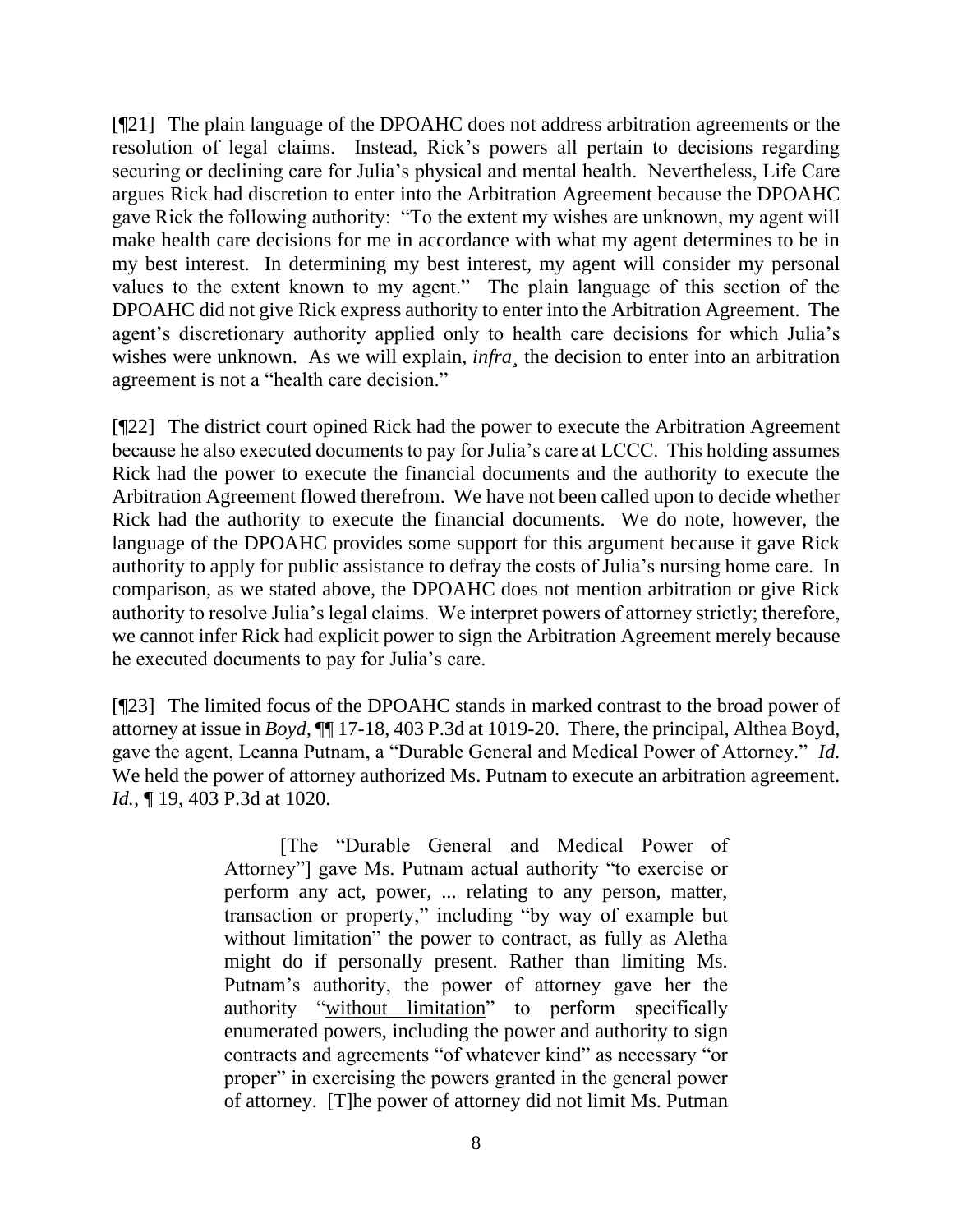[¶21] The plain language of the DPOAHC does not address arbitration agreements or the resolution of legal claims. Instead, Rick's powers all pertain to decisions regarding securing or declining care for Julia's physical and mental health. Nevertheless, Life Care argues Rick had discretion to enter into the Arbitration Agreement because the DPOAHC gave Rick the following authority: "To the extent my wishes are unknown, my agent will make health care decisions for me in accordance with what my agent determines to be in my best interest. In determining my best interest, my agent will consider my personal values to the extent known to my agent." The plain language of this section of the DPOAHC did not give Rick express authority to enter into the Arbitration Agreement. The agent's discretionary authority applied only to health care decisions for which Julia's wishes were unknown. As we will explain, *infra*¸ the decision to enter into an arbitration agreement is not a "health care decision."

[¶22] The district court opined Rick had the power to execute the Arbitration Agreement because he also executed documents to pay for Julia's care at LCCC. This holding assumes Rick had the power to execute the financial documents and the authority to execute the Arbitration Agreement flowed therefrom. We have not been called upon to decide whether Rick had the authority to execute the financial documents. We do note, however, the language of the DPOAHC provides some support for this argument because it gave Rick authority to apply for public assistance to defray the costs of Julia's nursing home care. In comparison, as we stated above, the DPOAHC does not mention arbitration or give Rick authority to resolve Julia's legal claims. We interpret powers of attorney strictly; therefore, we cannot infer Rick had explicit power to sign the Arbitration Agreement merely because he executed documents to pay for Julia's care.

[¶23] The limited focus of the DPOAHC stands in marked contrast to the broad power of attorney at issue in *Boyd*, ¶¶ 17-18, 403 P.3d at 1019-20. There, the principal, Althea Boyd, gave the agent, Leanna Putnam, a "Durable General and Medical Power of Attorney." *Id.* We held the power of attorney authorized Ms. Putnam to execute an arbitration agreement. *Id.*, ¶ 19, 403 P.3d at 1020.

> [The "Durable General and Medical Power of Attorney"] gave Ms. Putnam actual authority "to exercise or perform any act, power, ... relating to any person, matter, transaction or property," including "by way of example but without limitation" the power to contract, as fully as Aletha might do if personally present. Rather than limiting Ms. Putnam's authority, the power of attorney gave her the authority "<u>without limitation</u>" to perform specifically enumerated powers, including the power and authority to sign contracts and agreements "of whatever kind" as necessary "or proper" in exercising the powers granted in the general power of attorney. [T]he power of attorney did not limit Ms. Putman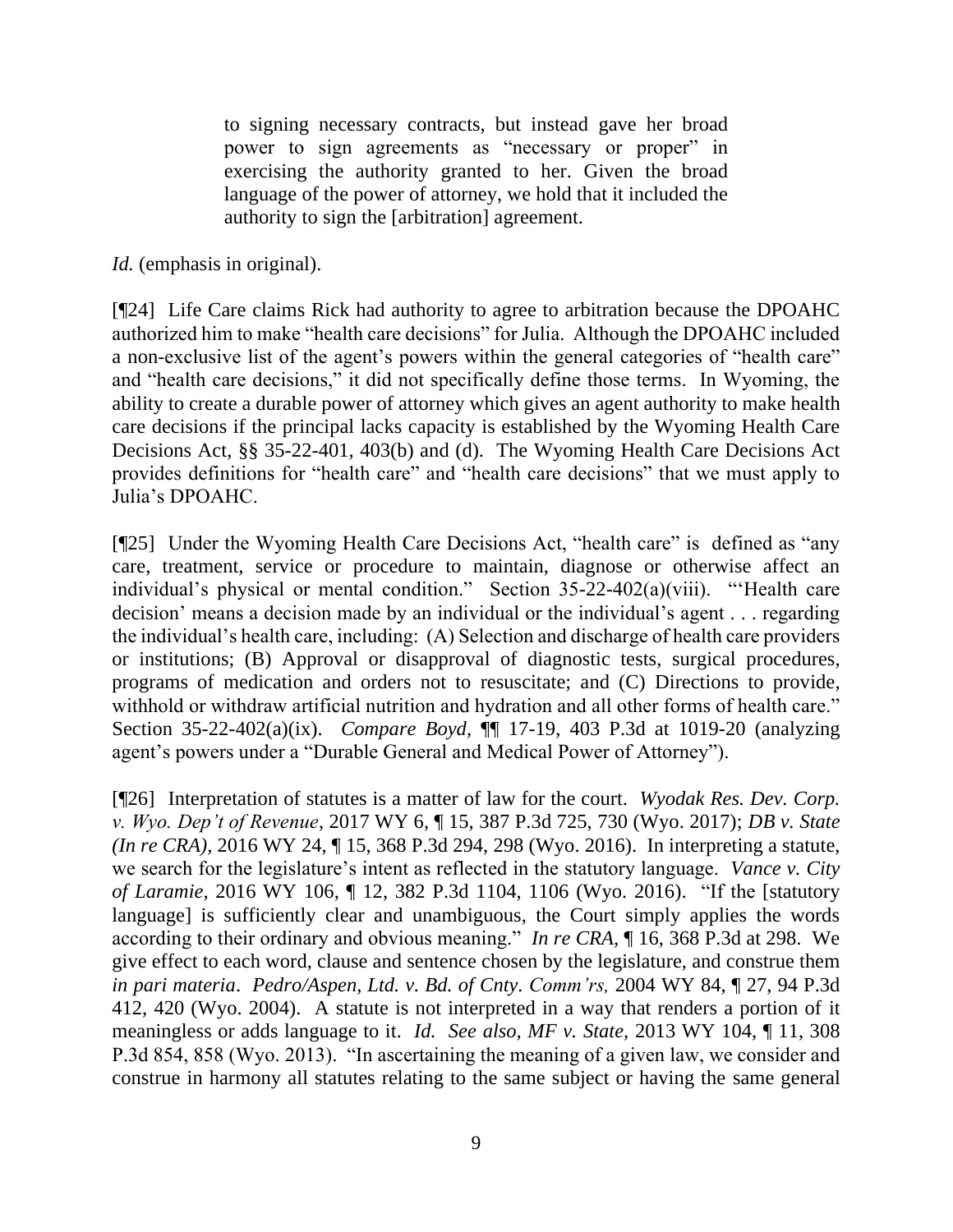> to signing necessary contracts, but instead gave her broad power to sign agreements as "necessary or proper" in exercising the authority granted to her. Given the broad language of the power of attorney, we hold that it included the authority to sign the [arbitration] agreement.

*Id.* (emphasis in original).

[¶24] Life Care claims Rick had authority to agree to arbitration because the DPOAHC authorized him to make "health care decisions" for Julia. Although the DPOAHC included a non-exclusive list of the agent's powers within the general categories of "health care" and "health care decisions," it did not specifically define those terms. In Wyoming, the ability to create a durable power of attorney which gives an agent authority to make health care decisions if the principal lacks capacity is established by the Wyoming Health Care Decisions Act, §§ 35-22-401, 403(b) and (d). The Wyoming Health Care Decisions Act provides definitions for "health care" and "health care decisions" that we must apply to Julia's DPOAHC.

[¶25] Under the Wyoming Health Care Decisions Act, "health care" is defined as "any care, treatment, service or procedure to maintain, diagnose or otherwise affect an individual's physical or mental condition." Section 35-22-402(a)(viii). "'Health care decision' means a decision made by an individual or the individual's agent . . . regarding the individual's health care, including: (A) Selection and discharge of health care providers or institutions; (B) Approval or disapproval of diagnostic tests, surgical procedures, programs of medication and orders not to resuscitate; and (C) Directions to provide, withhold or withdraw artificial nutrition and hydration and all other forms of health care." Section 35-22-402(a)(ix). *Compare Boyd*, ¶¶ 17-19, 403 P.3d at 1019-20 (analyzing agent's powers under a "Durable General and Medical Power of Attorney").

[¶26] Interpretation of statutes is a matter of law for the court. *Wyodak Res. Dev. Corp. v. Wyo. Dep't of Revenue*, 2017 WY 6, ¶ 15, 387 P.3d 725, 730 (Wyo. 2017); *DB v. State (In re CRA)*, 2016 WY 24, ¶ 15, 368 P.3d 294, 298 (Wyo. 2016). In interpreting a statute, we search for the legislature's intent as reflected in the statutory language. *Vance v. City of Laramie*, 2016 WY 106, ¶ 12, 382 P.3d 1104, 1106 (Wyo. 2016). "If the [statutory language] is sufficiently clear and unambiguous, the Court simply applies the words according to their ordinary and obvious meaning." *In re CRA*, ¶ 16, 368 P.3d at 298. We give effect to each word, clause and sentence chosen by the legislature, and construe them *in pari materia*. *Pedro/Aspen, Ltd. v. Bd. of Cnty. Comm'rs,* 2004 WY 84, ¶ 27, 94 P.3d 412, 420 (Wyo. 2004). A statute is not interpreted in a way that renders a portion of it meaningless or adds language to it. *Id. See also, MF v. State*, 2013 WY 104, ¶ 11, 308 P.3d 854, 858 (Wyo. 2013). "In ascertaining the meaning of a given law, we consider and construe in harmony all statutes relating to the same subject or having the same general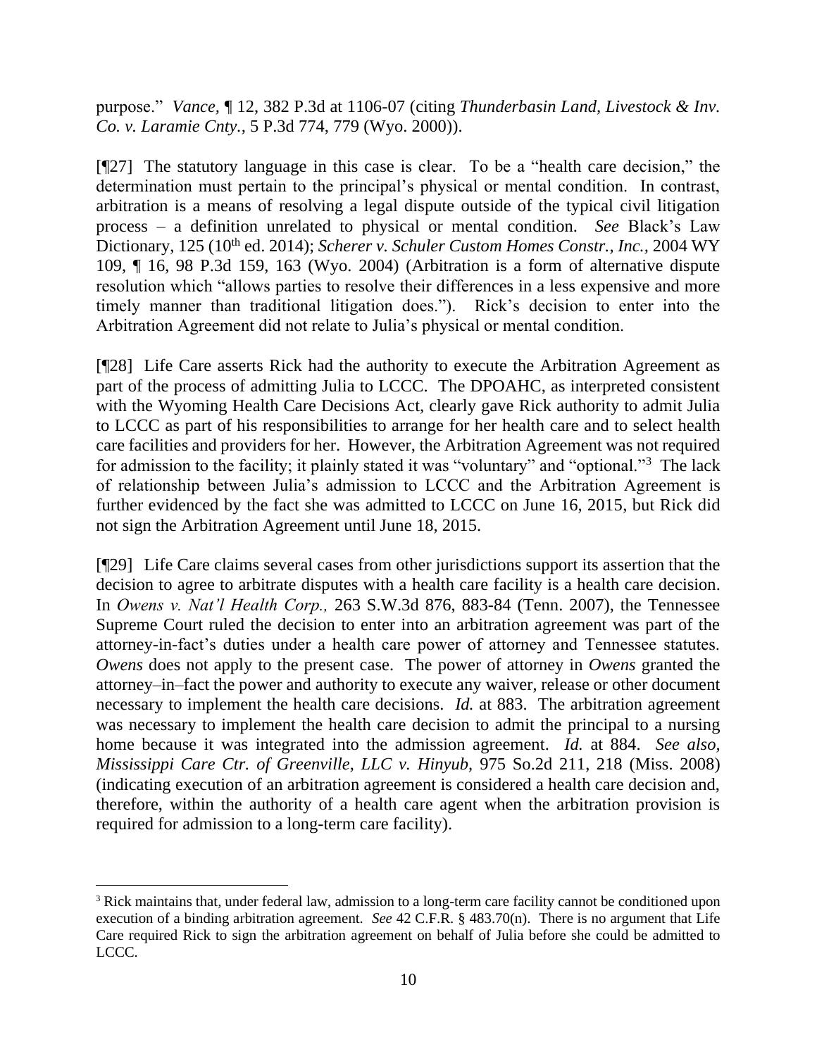purpose." *Vance,* ¶ 12, 382 P.3d at 1106-07 (citing *Thunderbasin Land, Livestock & Inv. Co. v. Laramie Cnty.,* 5 P.3d 774, 779 (Wyo. 2000)).

[¶27] The statutory language in this case is clear. To be a "health care decision," the determination must pertain to the principal's physical or mental condition. In contrast, arbitration is a means of resolving a legal dispute outside of the typical civil litigation process – a definition unrelated to physical or mental condition. *See* Black's Law Dictionary, 125 (10th ed. 2014); *Scherer v. Schuler Custom Homes Constr., Inc.,* 2004 WY 109, ¶ 16, 98 P.3d 159, 163 (Wyo. 2004) (Arbitration is a form of alternative dispute resolution which "allows parties to resolve their differences in a less expensive and more timely manner than traditional litigation does."). Rick's decision to enter into the Arbitration Agreement did not relate to Julia's physical or mental condition.

[¶28] Life Care asserts Rick had the authority to execute the Arbitration Agreement as part of the process of admitting Julia to LCCC. The DPOAHC, as interpreted consistent with the Wyoming Health Care Decisions Act, clearly gave Rick authority to admit Julia to LCCC as part of his responsibilities to arrange for her health care and to select health care facilities and providers for her. However, the Arbitration Agreement was not required for admission to the facility; it plainly stated it was "voluntary" and "optional."[3] The lack of relationship between Julia's admission to LCCC and the Arbitration Agreement is further evidenced by the fact she was admitted to LCCC on June 16, 2015, but Rick did not sign the Arbitration Agreement until June 18, 2015.

[¶29] Life Care claims several cases from other jurisdictions support its assertion that the decision to agree to arbitrate disputes with a health care facility is a health care decision. In *Owens v. Nat'l Health Corp.,* 263 S.W.3d 876, 883-84 (Tenn. 2007), the Tennessee Supreme Court ruled the decision to enter into an arbitration agreement was part of the attorney-in-fact's duties under a health care power of attorney and Tennessee statutes. *Owens* does not apply to the present case. The power of attorney in *Owens* granted the attorney–in–fact the power and authority to execute any waiver, release or other document necessary to implement the health care decisions. *Id.* at 883. The arbitration agreement was necessary to implement the health care decision to admit the principal to a nursing home because it was integrated into the admission agreement. *Id.* at 884. *See also, Mississippi Care Ctr. of Greenville, LLC v. Hinyub,* 975 So.2d 211, 218 (Miss. 2008) (indicating execution of an arbitration agreement is considered a health care decision and, therefore, within the authority of a health care agent when the arbitration provision is required for admission to a long-term care facility).

---

[3] Rick maintains that, under federal law, admission to a long-term care facility cannot be conditioned upon execution of a binding arbitration agreement. *See* 42 C.F.R. § 483.70(n). There is no argument that Life Care required Rick to sign the arbitration agreement on behalf of Julia before she could be admitted to LCCC.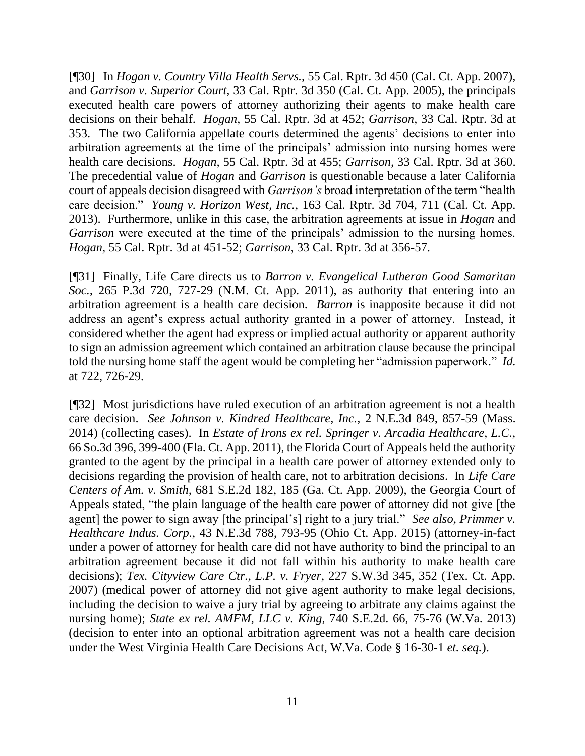[¶30] In *Hogan v. Country Villa Health Servs.*, 55 Cal. Rptr. 3d 450 (Cal. Ct. App. 2007), and *Garrison v. Superior Court*, 33 Cal. Rptr. 3d 350 (Cal. Ct. App. 2005), the principals executed health care powers of attorney authorizing their agents to make health care decisions on their behalf. *Hogan*, 55 Cal. Rptr. 3d at 452; *Garrison*, 33 Cal. Rptr. 3d at 353. The two California appellate courts determined the agents' decisions to enter into arbitration agreements at the time of the principals' admission into nursing homes were health care decisions. *Hogan,* 55 Cal. Rptr. 3d at 455; *Garrison*, 33 Cal. Rptr. 3d at 360. The precedential value of *Hogan* and *Garrison* is questionable because a later California court of appeals decision disagreed with *Garrison's* broad interpretation of the term "health care decision." *Young v. Horizon West, Inc.,* 163 Cal. Rptr. 3d 704, 711 (Cal. Ct. App. 2013). Furthermore, unlike in this case, the arbitration agreements at issue in *Hogan* and *Garrison* were executed at the time of the principals' admission to the nursing homes. *Hogan*, 55 Cal. Rptr. 3d at 451-52; *Garrison,* 33 Cal. Rptr. 3d at 356-57.

[¶31] Finally, Life Care directs us to *Barron v. Evangelical Lutheran Good Samaritan Soc.,* 265 P.3d 720, 727-29 (N.M. Ct. App. 2011), as authority that entering into an arbitration agreement is a health care decision. *Barron* is inapposite because it did not address an agent's express actual authority granted in a power of attorney. Instead, it considered whether the agent had express or implied actual authority or apparent authority to sign an admission agreement which contained an arbitration clause because the principal told the nursing home staff the agent would be completing her "admission paperwork." *Id.* at 722, 726-29.

[¶32] Most jurisdictions have ruled execution of an arbitration agreement is not a health care decision. *See Johnson v. Kindred Healthcare, Inc.,* 2 N.E.3d 849, 857-59 (Mass. 2014) (collecting cases). In *Estate of Irons ex rel. Springer v. Arcadia Healthcare, L.C.*, 66 So.3d 396, 399-400 (Fla. Ct. App. 2011), the Florida Court of Appeals held the authority granted to the agent by the principal in a health care power of attorney extended only to decisions regarding the provision of health care, not to arbitration decisions. In *Life Care Centers of Am. v. Smith*, 681 S.E.2d 182, 185 (Ga. Ct. App. 2009), the Georgia Court of Appeals stated, "the plain language of the health care power of attorney did not give [the agent] the power to sign away [the principal's] right to a jury trial." *See also, Primmer v. Healthcare Indus. Corp.,* 43 N.E.3d 788, 793-95 (Ohio Ct. App. 2015) (attorney-in-fact under a power of attorney for health care did not have authority to bind the principal to an arbitration agreement because it did not fall within his authority to make health care decisions); *Tex. Cityview Care Ctr., L.P. v. Fryer,* 227 S.W.3d 345, 352 (Tex. Ct. App. 2007) (medical power of attorney did not give agent authority to make legal decisions, including the decision to waive a jury trial by agreeing to arbitrate any claims against the nursing home); *State ex rel. AMFM, LLC v. King*, 740 S.E.2d. 66, 75-76 (W.Va. 2013) (decision to enter into an optional arbitration agreement was not a health care decision under the West Virginia Health Care Decisions Act, W.Va. Code § 16-30-1 *et. seq.*).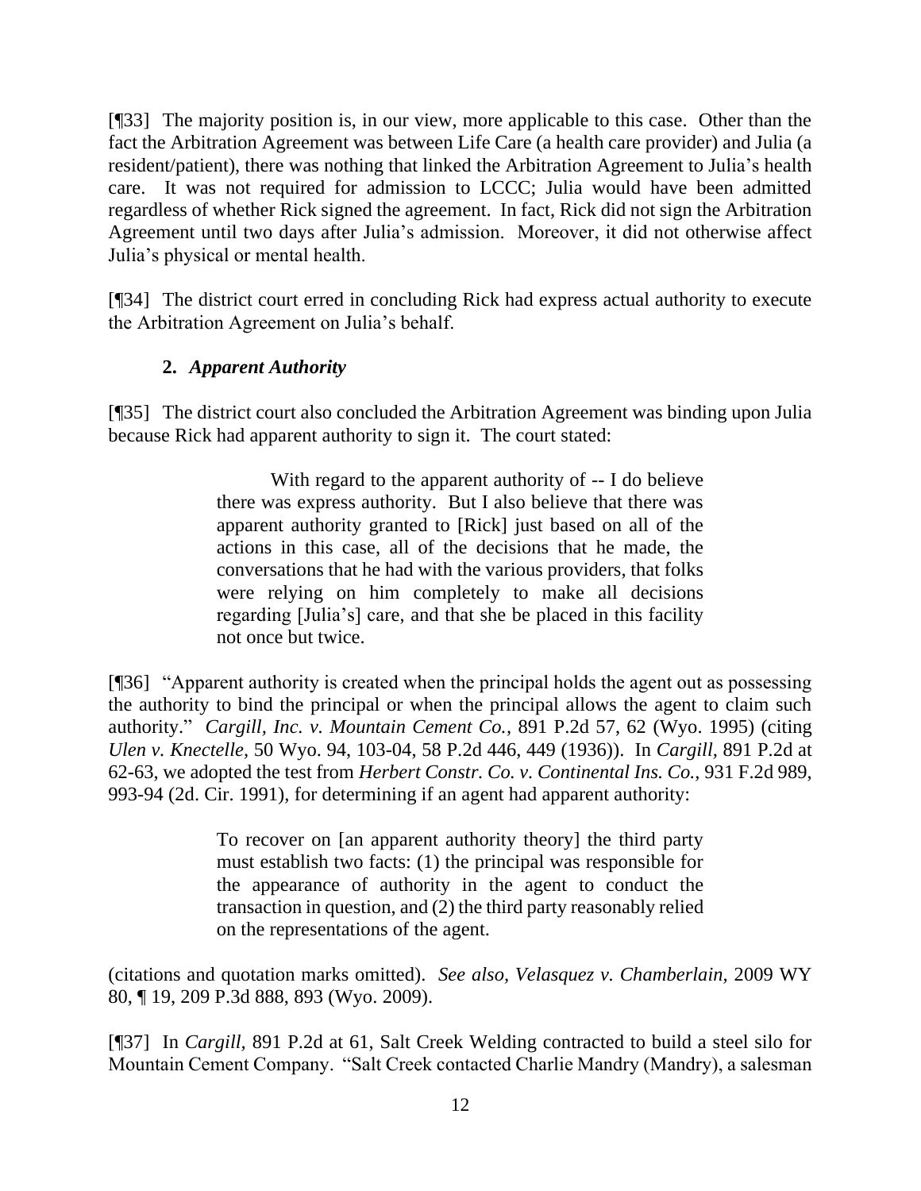[¶33] The majority position is, in our view, more applicable to this case. Other than the fact the Arbitration Agreement was between Life Care (a health care provider) and Julia (a resident/patient), there was nothing that linked the Arbitration Agreement to Julia's health care. It was not required for admission to LCCC; Julia would have been admitted regardless of whether Rick signed the agreement. In fact, Rick did not sign the Arbitration Agreement until two days after Julia's admission. Moreover, it did not otherwise affect Julia's physical or mental health.

[¶34] The district court erred in concluding Rick had express actual authority to execute the Arbitration Agreement on Julia's behalf.

### 2. *Apparent Authority*

[¶35] The district court also concluded the Arbitration Agreement was binding upon Julia because Rick had apparent authority to sign it. The court stated:

> With regard to the apparent authority of -- I do believe there was express authority. But I also believe that there was apparent authority granted to [Rick] just based on all of the actions in this case, all of the decisions that he made, the conversations that he had with the various providers, that folks were relying on him completely to make all decisions regarding [Julia's] care, and that she be placed in this facility not once but twice.

[¶36] "Apparent authority is created when the principal holds the agent out as possessing the authority to bind the principal or when the principal allows the agent to claim such authority." *Cargill, Inc. v. Mountain Cement Co.*, 891 P.2d 57, 62 (Wyo. 1995) (citing *Ulen v. Knectelle*, 50 Wyo. 94, 103-04, 58 P.2d 446, 449 (1936)). In *Cargill*, 891 P.2d at 62-63, we adopted the test from *Herbert Constr. Co. v. Continental Ins. Co.*, 931 F.2d 989, 993-94 (2d. Cir. 1991), for determining if an agent had apparent authority:

> To recover on [an apparent authority theory] the third party must establish two facts: (1) the principal was responsible for the appearance of authority in the agent to conduct the transaction in question, and (2) the third party reasonably relied on the representations of the agent.

(citations and quotation marks omitted). *See also*, *Velasquez v. Chamberlain*, 2009 WY 80, ¶ 19, 209 P.3d 888, 893 (Wyo. 2009).

[¶37] In *Cargill*, 891 P.2d at 61, Salt Creek Welding contracted to build a steel silo for Mountain Cement Company. "Salt Creek contacted Charlie Mandry (Mandry), a salesman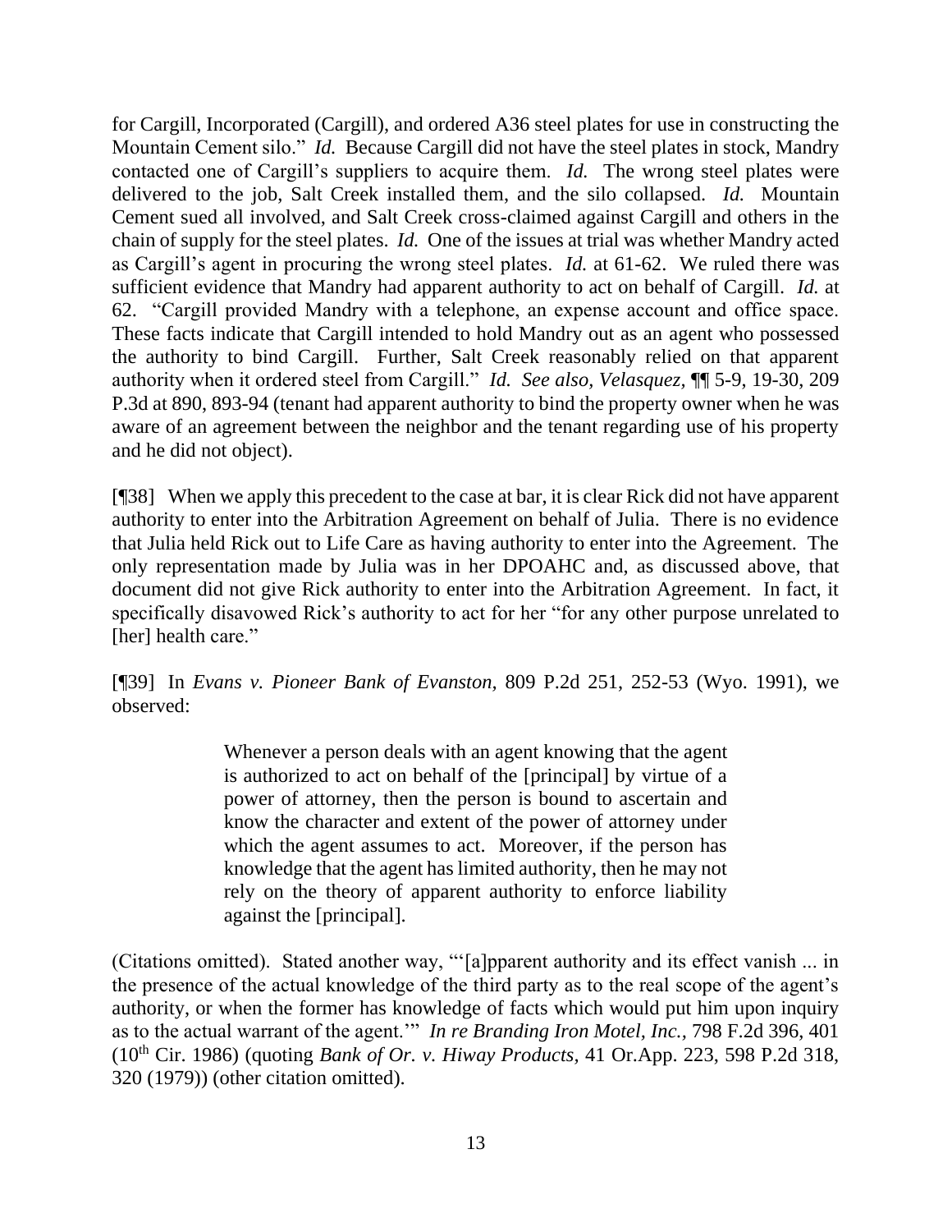for Cargill, Incorporated (Cargill), and ordered A36 steel plates for use in constructing the Mountain Cement silo." *Id.* Because Cargill did not have the steel plates in stock, Mandry contacted one of Cargill's suppliers to acquire them. *Id.* The wrong steel plates were delivered to the job, Salt Creek installed them, and the silo collapsed. *Id.* Mountain Cement sued all involved, and Salt Creek cross-claimed against Cargill and others in the chain of supply for the steel plates. *Id.* One of the issues at trial was whether Mandry acted as Cargill's agent in procuring the wrong steel plates. *Id.* at 61-62. We ruled there was sufficient evidence that Mandry had apparent authority to act on behalf of Cargill. *Id.* at 62. "Cargill provided Mandry with a telephone, an expense account and office space. These facts indicate that Cargill intended to hold Mandry out as an agent who possessed the authority to bind Cargill. Further, Salt Creek reasonably relied on that apparent authority when it ordered steel from Cargill." *Id. See also, Velasquez,* ¶¶ 5-9, 19-30, 209 P.3d at 890, 893-94 (tenant had apparent authority to bind the property owner when he was aware of an agreement between the neighbor and the tenant regarding use of his property and he did not object).

[¶38] When we apply this precedent to the case at bar, it is clear Rick did not have apparent authority to enter into the Arbitration Agreement on behalf of Julia. There is no evidence that Julia held Rick out to Life Care as having authority to enter into the Agreement. The only representation made by Julia was in her DPOAHC and, as discussed above, that document did not give Rick authority to enter into the Arbitration Agreement. In fact, it specifically disavowed Rick's authority to act for her "for any other purpose unrelated to [her] health care."

[¶39] In *Evans v. Pioneer Bank of Evanston,* 809 P.2d 251, 252-53 (Wyo. 1991), we observed:

> Whenever a person deals with an agent knowing that the agent is authorized to act on behalf of the [principal] by virtue of a power of attorney, then the person is bound to ascertain and know the character and extent of the power of attorney under which the agent assumes to act. Moreover, if the person has knowledge that the agent has limited authority, then he may not rely on the theory of apparent authority to enforce liability against the [principal].

(Citations omitted). Stated another way, "'[a]pparent authority and its effect vanish ... in the presence of the actual knowledge of the third party as to the real scope of the agent's authority, or when the former has knowledge of facts which would put him upon inquiry as to the actual warrant of the agent.'" *In re Branding Iron Motel, Inc.,* 798 F.2d 396, 401 (10th Cir. 1986) (quoting *Bank of Or. v. Hiway Products,* 41 Or.App. 223, 598 P.2d 318, 320 (1979)) (other citation omitted).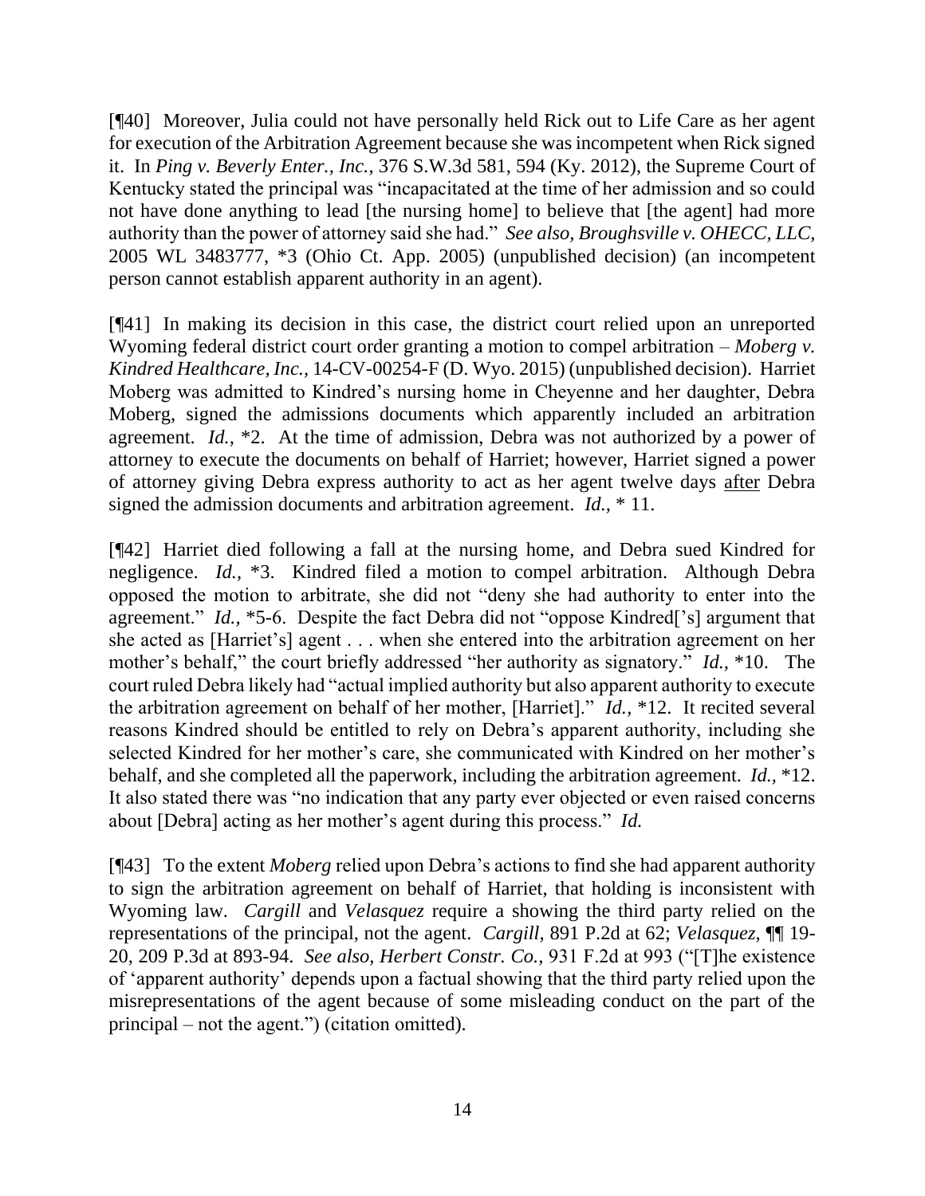[¶40] Moreover, Julia could not have personally held Rick out to Life Care as her agent for execution of the Arbitration Agreement because she was incompetent when Rick signed it. In *Ping v. Beverly Enter., Inc.*, 376 S.W.3d 581, 594 (Ky. 2012), the Supreme Court of Kentucky stated the principal was "incapacitated at the time of her admission and so could not have done anything to lead [the nursing home] to believe that [the agent] had more authority than the power of attorney said she had." *See also, Broughsville v. OHECC, LLC*, 2005 WL 3483777, *3 (Ohio Ct. App. 2005) (unpublished decision) (an incompetent person cannot establish apparent authority in an agent).

[¶41] In making its decision in this case, the district court relied upon an unreported Wyoming federal district court order granting a motion to compel arbitration – *Moberg v. Kindred Healthcare, Inc.*, 14-CV-00254-F (D. Wyo. 2015) (unpublished decision). Harriet Moberg was admitted to Kindred's nursing home in Cheyenne and her daughter, Debra Moberg, signed the admissions documents which apparently included an arbitration agreement. *Id.*, *2. At the time of admission, Debra was not authorized by a power of attorney to execute the documents on behalf of Harriet; however, Harriet signed a power of attorney giving Debra express authority to act as her agent twelve days <u>after</u> Debra signed the admission documents and arbitration agreement. *Id.*, * 11.

[¶42] Harriet died following a fall at the nursing home, and Debra sued Kindred for negligence. *Id.*, *3. Kindred filed a motion to compel arbitration. Although Debra opposed the motion to arbitrate, she did not "deny she had authority to enter into the agreement." *Id.*, *5-6. Despite the fact Debra did not "oppose Kindred['s] argument that she acted as [Harriet's] agent . . . when she entered into the arbitration agreement on her mother's behalf," the court briefly addressed "her authority as signatory." *Id.*, *10. The court ruled Debra likely had "actual implied authority but also apparent authority to execute the arbitration agreement on behalf of her mother, [Harriet]." *Id.*, *12. It recited several reasons Kindred should be entitled to rely on Debra's apparent authority, including she selected Kindred for her mother's care, she communicated with Kindred on her mother's behalf, and she completed all the paperwork, including the arbitration agreement. *Id.*, *12. It also stated there was "no indication that any party ever objected or even raised concerns about [Debra] acting as her mother's agent during this process." *Id.*

[¶43] To the extent *Moberg* relied upon Debra's actions to find she had apparent authority to sign the arbitration agreement on behalf of Harriet, that holding is inconsistent with Wyoming law. *Cargill* and *Velasquez* require a showing the third party relied on the representations of the principal, not the agent. *Cargill*, 891 P.2d at 62; *Velasquez*, ¶¶ 19-20, 209 P.3d at 893-94. *See also, Herbert Constr. Co.*, 931 F.2d at 993 ("[T]he existence of 'apparent authority' depends upon a factual showing that the third party relied upon the misrepresentations of the agent because of some misleading conduct on the part of the principal – not the agent.") (citation omitted).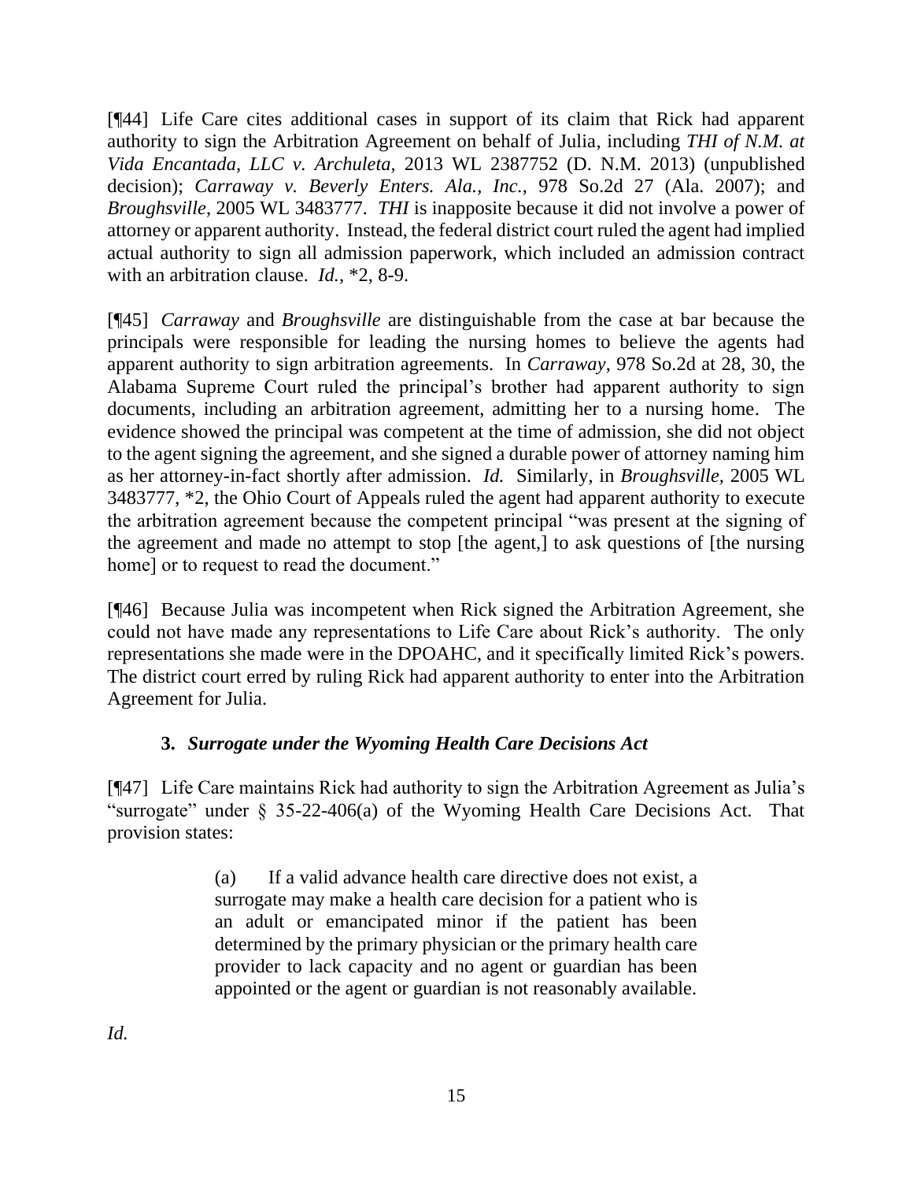[¶44] Life Care cites additional cases in support of its claim that Rick had apparent authority to sign the Arbitration Agreement on behalf of Julia, including *THI of N.M. at Vida Encantada, LLC v. Archuleta*, 2013 WL 2387752 (D. N.M. 2013) (unpublished decision); *Carraway v. Beverly Enters. Ala., Inc.*, 978 So.2d 27 (Ala. 2007); and *Broughsville*, 2005 WL 3483777. *THI* is inapposite because it did not involve a power of attorney or apparent authority. Instead, the federal district court ruled the agent had implied actual authority to sign all admission paperwork, which included an admission contract with an arbitration clause. *Id.*, \*2, 8-9.

[¶45] *Carraway* and *Broughsville* are distinguishable from the case at bar because the principals were responsible for leading the nursing homes to believe the agents had apparent authority to sign arbitration agreements. In *Carraway*, 978 So.2d at 28, 30, the Alabama Supreme Court ruled the principal's brother had apparent authority to sign documents, including an arbitration agreement, admitting her to a nursing home. The evidence showed the principal was competent at the time of admission, she did not object to the agent signing the agreement, and she signed a durable power of attorney naming him as her attorney-in-fact shortly after admission. *Id.* Similarly, in *Broughsville*, 2005 WL 3483777, \*2, the Ohio Court of Appeals ruled the agent had apparent authority to execute the arbitration agreement because the competent principal "was present at the signing of the agreement and made no attempt to stop [the agent,] to ask questions of [the nursing home] or to request to read the document."

[¶46] Because Julia was incompetent when Rick signed the Arbitration Agreement, she could not have made any representations to Life Care about Rick's authority. The only representations she made were in the DPOAHC, and it specifically limited Rick's powers. The district court erred by ruling Rick had apparent authority to enter into the Arbitration Agreement for Julia.

### 3. *Surrogate under the Wyoming Health Care Decisions Act*

[¶47] Life Care maintains Rick had authority to sign the Arbitration Agreement as Julia's "surrogate" under § 35-22-406(a) of the Wyoming Health Care Decisions Act. That provision states:

> (a) If a valid advance health care directive does not exist, a surrogate may make a health care decision for a patient who is an adult or emancipated minor if the patient has been determined by the primary physician or the primary health care provider to lack capacity and no agent or guardian has been appointed or the agent or guardian is not reasonably available.

*Id.*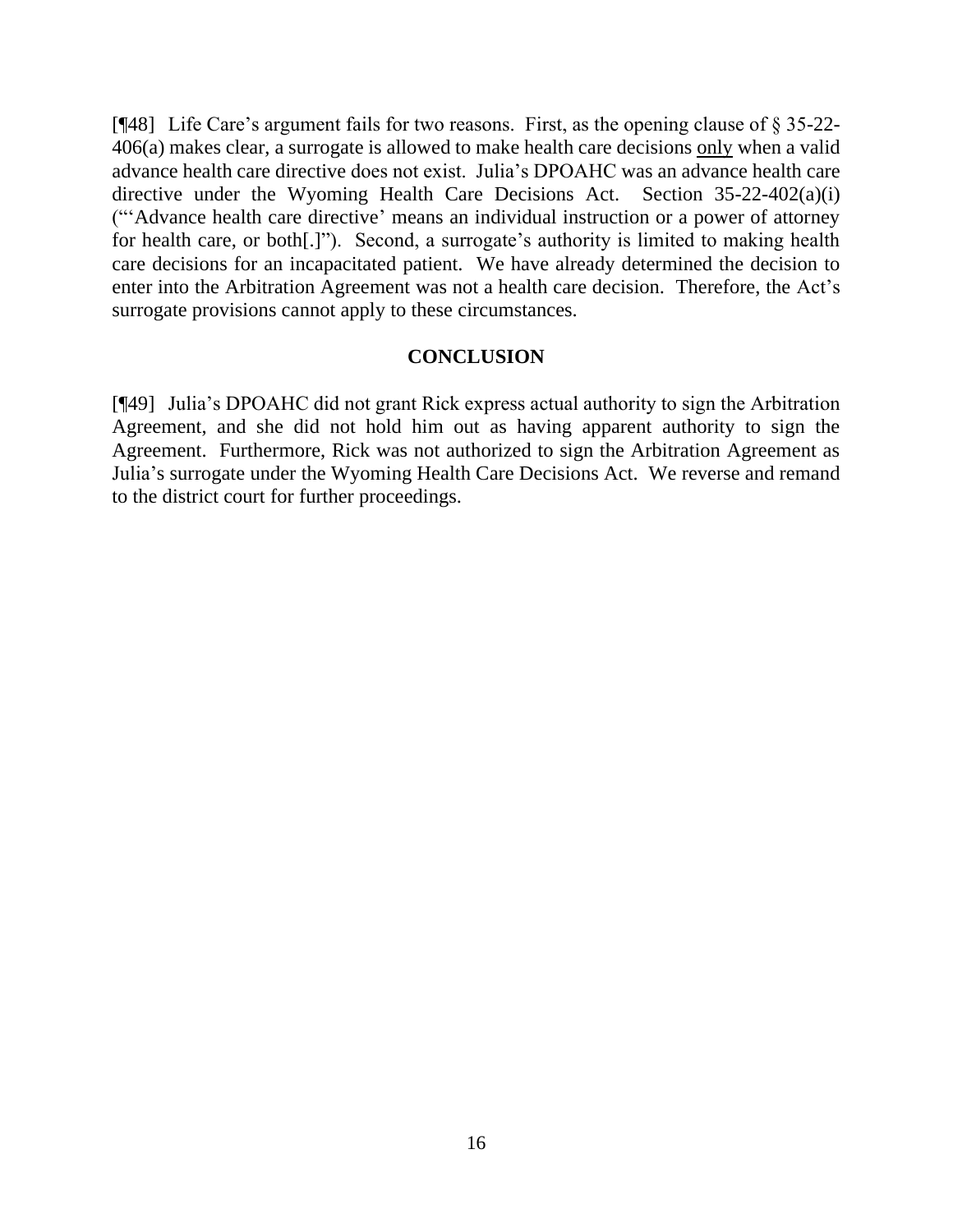[¶48] Life Care's argument fails for two reasons. First, as the opening clause of § 35-22-406(a) makes clear, a surrogate is allowed to make health care decisions <u>only</u> when a valid advance health care directive does not exist. Julia's DPOAHC was an advance health care directive under the Wyoming Health Care Decisions Act. Section 35-22-402(a)(i) ("'Advance health care directive' means an individual instruction or a power of attorney for health care, or both[.]"). Second, a surrogate's authority is limited to making health care decisions for an incapacitated patient. We have already determined the decision to enter into the Arbitration Agreement was not a health care decision. Therefore, the Act's surrogate provisions cannot apply to these circumstances.

## CONCLUSION

[¶49] Julia's DPOAHC did not grant Rick express actual authority to sign the Arbitration Agreement, and she did not hold him out as having apparent authority to sign the Agreement. Furthermore, Rick was not authorized to sign the Arbitration Agreement as Julia's surrogate under the Wyoming Health Care Decisions Act. We reverse and remand to the district court for further proceedings.